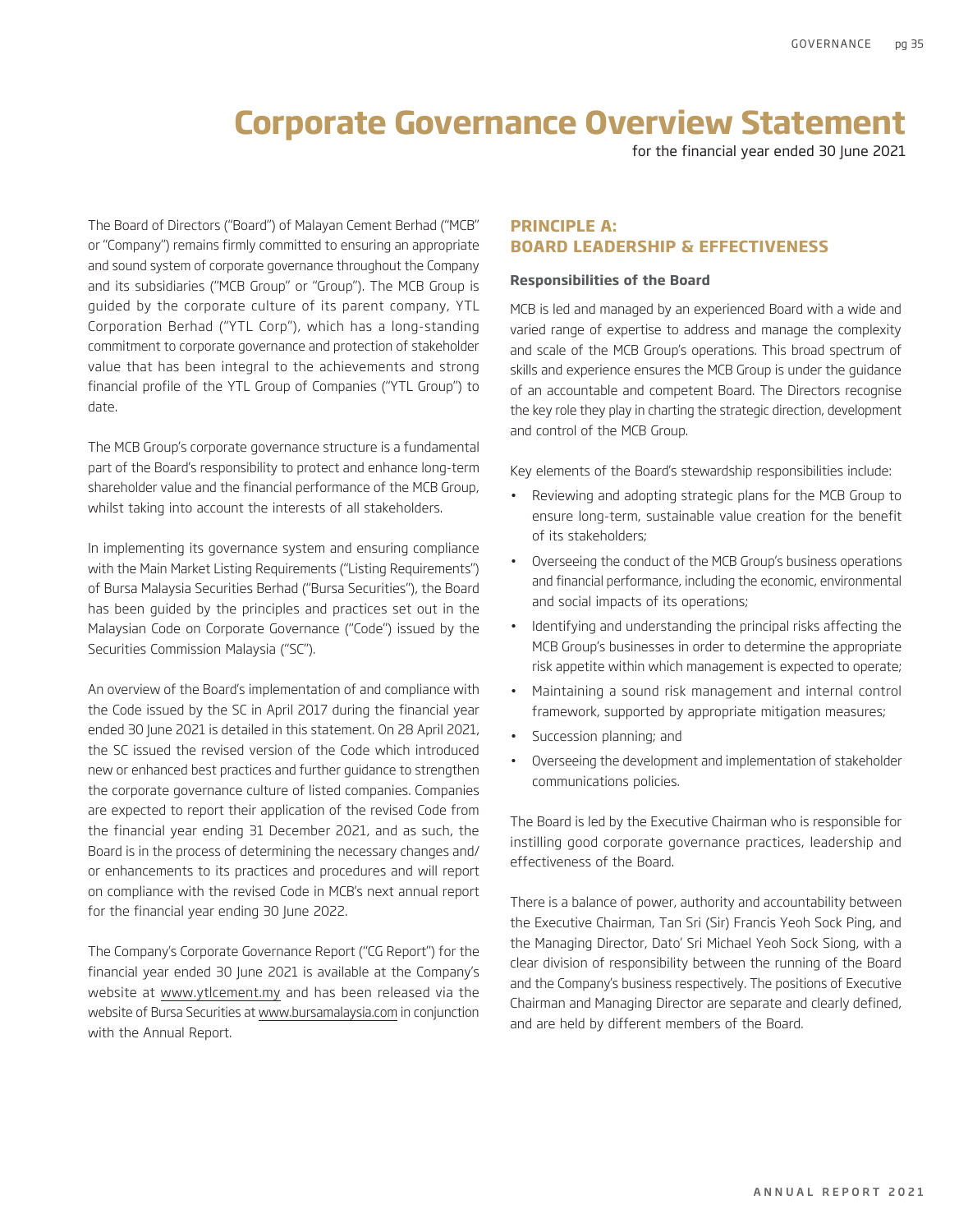# Corporate Governance Overview Statement

for the financial year ended 30 June 2021

The Board of Directors ("Board") of Malayan Cement Berhad ("MCB" or "Company") remains firmly committed to ensuring an appropriate and sound system of corporate governance throughout the Company and its subsidiaries ("MCB Group" or "Group"). The MCB Group is guided by the corporate culture of its parent company, YTL Corporation Berhad ("YTL Corp"), which has a long-standing commitment to corporate governance and protection of stakeholder value that has been integral to the achievements and strong financial profile of the YTL Group of Companies ("YTL Group") to date.

The MCB Group's corporate governance structure is a fundamental part of the Board's responsibility to protect and enhance long-term shareholder value and the financial performance of the MCB Group, whilst taking into account the interests of all stakeholders.

In implementing its governance system and ensuring compliance with the Main Market Listing Requirements ("Listing Requirements") of Bursa Malaysia Securities Berhad ("Bursa Securities"), the Board has been guided by the principles and practices set out in the Malaysian Code on Corporate Governance ("Code") issued by the Securities Commission Malaysia ("SC").

An overview of the Board's implementation of and compliance with the Code issued by the SC in April 2017 during the financial year ended 30 June 2021 is detailed in this statement. On 28 April 2021, the SC issued the revised version of the Code which introduced new or enhanced best practices and further guidance to strengthen the corporate governance culture of listed companies. Companies are expected to report their application of the revised Code from the financial year ending 31 December 2021, and as such, the Board is in the process of determining the necessary changes and/or enhancements to its practices and procedures and will report on compliance with the revised Code in MCB's next annual report for the financial year ending 30 June 2022.

The Company's Corporate Governance Report ("CG Report") for the financial year ended 30 June 2021 is available at the Company's website at www.ytlcement.my and has been released via the website of Bursa Securities at www.bursamalaysia.com in conjunction with the Annual Report.

## PRINCIPLE A: BOARD LEADERSHIP & EFFECTIVENESS

### Responsibilities of the Board

MCB is led and managed by an experienced Board with a wide and varied range of expertise to address and manage the complexity and scale of the MCB Group's operations. This broad spectrum of skills and experience ensures the MCB Group is under the guidance of an accountable and competent Board. The Directors recognise the key role they play in charting the strategic direction, development and control of the MCB Group.

Key elements of the Board's stewardship responsibilities include:

- Reviewing and adopting strategic plans for the MCB Group to ensure long-term, sustainable value creation for the benefit of its stakeholders;
- Overseeing the conduct of the MCB Group's business operations and financial performance, including the economic, environmental and social impacts of its operations;
- Identifying and understanding the principal risks affecting the MCB Group's businesses in order to determine the appropriate risk appetite within which management is expected to operate;
- Maintaining a sound risk management and internal control framework, supported by appropriate mitigation measures;
- Succession planning; and
- Overseeing the development and implementation of stakeholder communications policies.

The Board is led by the Executive Chairman who is responsible for instilling good corporate governance practices, leadership and effectiveness of the Board.

There is a balance of power, authority and accountability between the Executive Chairman, Tan Sri (Sir) Francis Yeoh Sock Ping, and the Managing Director, Dato' Sri Michael Yeoh Sock Siong, with a clear division of responsibility between the running of the Board and the Company's business respectively. The positions of Executive Chairman and Managing Director are separate and clearly defined, and are held by different members of the Board.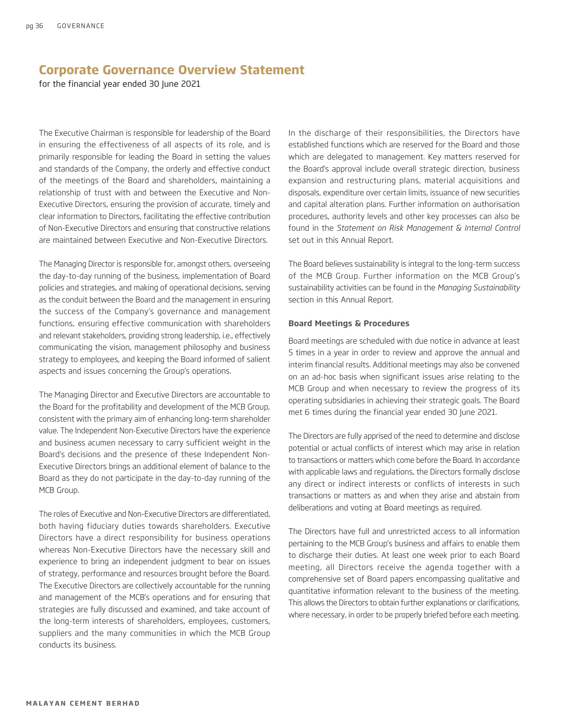## Corporate Governance Overview Statement

for the financial year ended 30 June 2021

The Executive Chairman is responsible for leadership of the Board in ensuring the effectiveness of all aspects of its role, and is primarily responsible for leading the Board in setting the values and standards of the Company, the orderly and effective conduct of the meetings of the Board and shareholders, maintaining a relationship of trust with and between the Executive and Non-Executive Directors, ensuring the provision of accurate, timely and clear information to Directors, facilitating the effective contribution of Non-Executive Directors and ensuring that constructive relations are maintained between Executive and Non-Executive Directors.

The Managing Director is responsible for, amongst others, overseeing the day-to-day running of the business, implementation of Board policies and strategies, and making of operational decisions, serving as the conduit between the Board and the management in ensuring the success of the Company's governance and management functions, ensuring effective communication with shareholders and relevant stakeholders, providing strong leadership, i.e., effectively communicating the vision, management philosophy and business strategy to employees, and keeping the Board informed of salient aspects and issues concerning the Group's operations.

The Managing Director and Executive Directors are accountable to the Board for the profitability and development of the MCB Group, consistent with the primary aim of enhancing long-term shareholder value. The Independent Non-Executive Directors have the experience and business acumen necessary to carry sufficient weight in the Board's decisions and the presence of these Independent Non-Executive Directors brings an additional element of balance to the Board as they do not participate in the day-to-day running of the MCB Group.

The roles of Executive and Non-Executive Directors are differentiated, both having fiduciary duties towards shareholders. Executive Directors have a direct responsibility for business operations whereas Non-Executive Directors have the necessary skill and experience to bring an independent judgment to bear on issues of strategy, performance and resources brought before the Board. The Executive Directors are collectively accountable for the running and management of the MCB's operations and for ensuring that strategies are fully discussed and examined, and take account of the long-term interests of shareholders, employees, customers, suppliers and the many communities in which the MCB Group conducts its business.

In the discharge of their responsibilities, the Directors have established functions which are reserved for the Board and those which are delegated to management. Key matters reserved for the Board's approval include overall strategic direction, business expansion and restructuring plans, material acquisitions and disposals, expenditure over certain limits, issuance of new securities and capital alteration plans. Further information on authorisation procedures, authority levels and other key processes can also be found in the *Statement on Risk Management & Internal Control* set out in this Annual Report.

The Board believes sustainability is integral to the long-term success of the MCB Group. Further information on the MCB Group's sustainability activities can be found in the *Managing Sustainability* section in this Annual Report.

**Board Meetings & Procedures**

Board meetings are scheduled with due notice in advance at least 5 times in a year in order to review and approve the annual and interim financial results. Additional meetings may also be convened on an ad-hoc basis when significant issues arise relating to the MCB Group and when necessary to review the progress of its operating subsidiaries in achieving their strategic goals. The Board met 6 times during the financial year ended 30 June 2021.

The Directors are fully apprised of the need to determine and disclose potential or actual conflicts of interest which may arise in relation to transactions or matters which come before the Board. In accordance with applicable laws and regulations, the Directors formally disclose any direct or indirect interests or conflicts of interests in such transactions or matters as and when they arise and abstain from deliberations and voting at Board meetings as required.

The Directors have full and unrestricted access to all information pertaining to the MCB Group's business and affairs to enable them to discharge their duties. At least one week prior to each Board meeting, all Directors receive the agenda together with a comprehensive set of Board papers encompassing qualitative and quantitative information relevant to the business of the meeting. This allows the Directors to obtain further explanations or clarifications, where necessary, in order to be properly briefed before each meeting.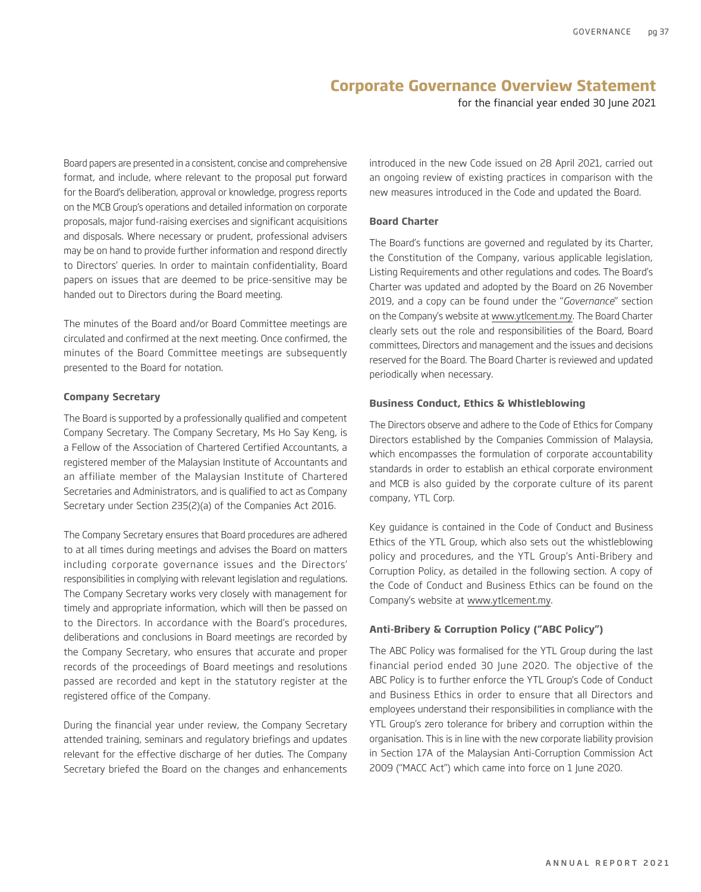# Corporate Governance Overview Statement

for the financial year ended 30 June 2021

Board papers are presented in a consistent, concise and comprehensive format, and include, where relevant to the proposal put forward for the Board's deliberation, approval or knowledge, progress reports on the MCB Group's operations and detailed information on corporate proposals, major fund-raising exercises and significant acquisitions and disposals. Where necessary or prudent, professional advisers may be on hand to provide further information and respond directly to Directors' queries. In order to maintain confidentiality, Board papers on issues that are deemed to be price-sensitive may be handed out to Directors during the Board meeting.

The minutes of the Board and/or Board Committee meetings are circulated and confirmed at the next meeting. Once confirmed, the minutes of the Board Committee meetings are subsequently presented to the Board for notation.

### Company Secretary

The Board is supported by a professionally qualified and competent Company Secretary. The Company Secretary, Ms Ho Say Keng, is a Fellow of the Association of Chartered Certified Accountants, a registered member of the Malaysian Institute of Accountants and an affiliate member of the Malaysian Institute of Chartered Secretaries and Administrators, and is qualified to act as Company Secretary under Section 235(2)(a) of the Companies Act 2016.

The Company Secretary ensures that Board procedures are adhered to at all times during meetings and advises the Board on matters including corporate governance issues and the Directors' responsibilities in complying with relevant legislation and regulations. The Company Secretary works very closely with management for timely and appropriate information, which will then be passed on to the Directors. In accordance with the Board's procedures, deliberations and conclusions in Board meetings are recorded by the Company Secretary, who ensures that accurate and proper records of the proceedings of Board meetings and resolutions passed are recorded and kept in the statutory register at the registered office of the Company.

During the financial year under review, the Company Secretary attended training, seminars and regulatory briefings and updates relevant for the effective discharge of her duties. The Company Secretary briefed the Board on the changes and enhancements introduced in the new Code issued on 28 April 2021, carried out an ongoing review of existing practices in comparison with the new measures introduced in the Code and updated the Board.

### Board Charter

The Board's functions are governed and regulated by its Charter, the Constitution of the Company, various applicable legislation, Listing Requirements and other regulations and codes. The Board's Charter was updated and adopted by the Board on 26 November 2019, and a copy can be found under the "*Governance*" section on the Company's website at www.ytlcement.my. The Board Charter clearly sets out the role and responsibilities of the Board, Board committees, Directors and management and the issues and decisions reserved for the Board. The Board Charter is reviewed and updated periodically when necessary.

### Business Conduct, Ethics & Whistleblowing

The Directors observe and adhere to the Code of Ethics for Company Directors established by the Companies Commission of Malaysia, which encompasses the formulation of corporate accountability standards in order to establish an ethical corporate environment and MCB is also guided by the corporate culture of its parent company, YTL Corp.

Key guidance is contained in the Code of Conduct and Business Ethics of the YTL Group, which also sets out the whistleblowing policy and procedures, and the YTL Group's Anti-Bribery and Corruption Policy, as detailed in the following section. A copy of the Code of Conduct and Business Ethics can be found on the Company's website at www.ytlcement.my.

### Anti-Bribery & Corruption Policy ("ABC Policy")

The ABC Policy was formalised for the YTL Group during the last financial period ended 30 June 2020. The objective of the ABC Policy is to further enforce the YTL Group's Code of Conduct and Business Ethics in order to ensure that all Directors and employees understand their responsibilities in compliance with the YTL Group's zero tolerance for bribery and corruption within the organisation. This is in line with the new corporate liability provision in Section 17A of the Malaysian Anti-Corruption Commission Act 2009 ("MACC Act") which came into force on 1 June 2020.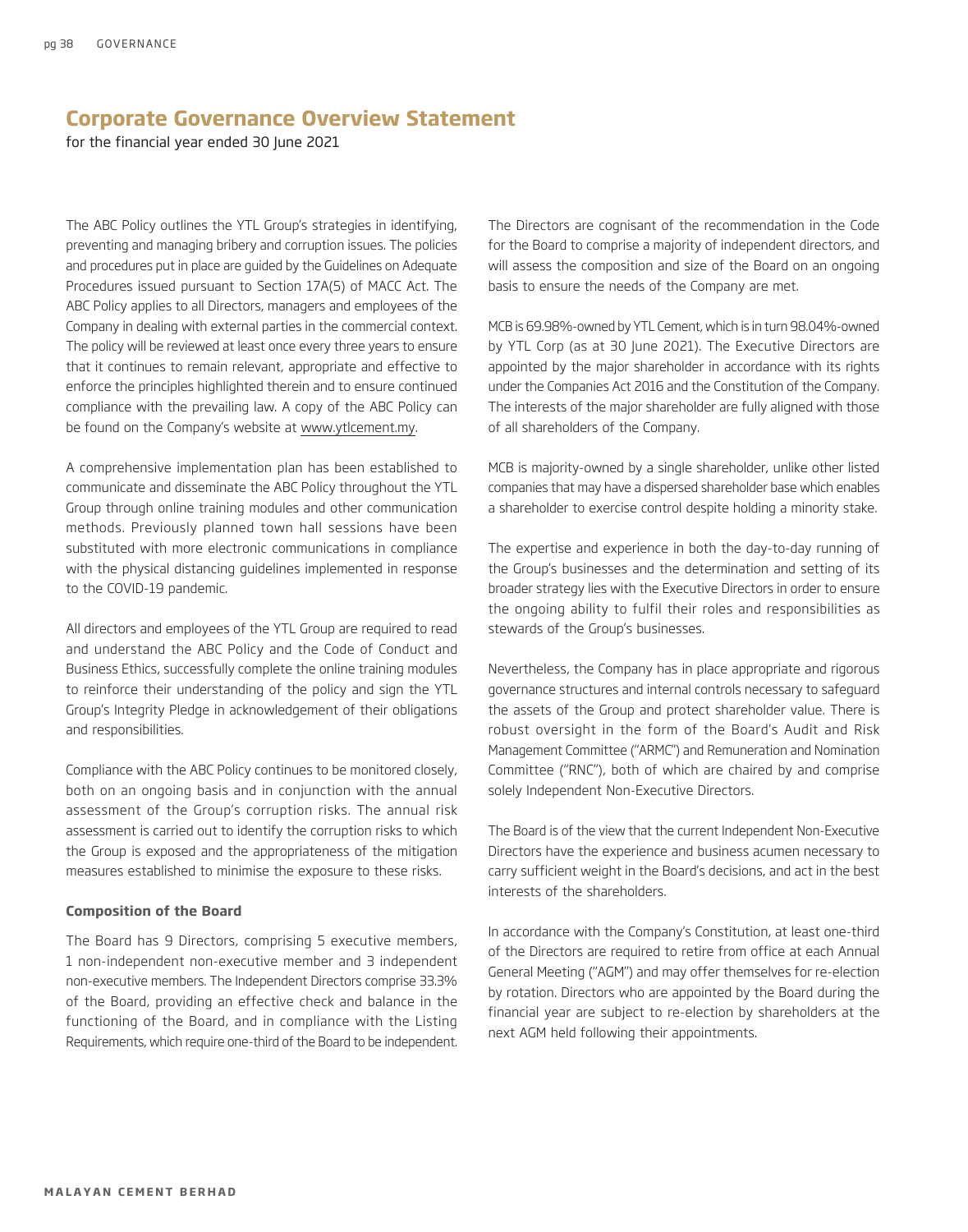# Corporate Governance Overview Statement

for the financial year ended 30 June 2021

The ABC Policy outlines the YTL Group's strategies in identifying, preventing and managing bribery and corruption issues. The policies and procedures put in place are guided by the Guidelines on Adequate Procedures issued pursuant to Section 17A(5) of MACC Act. The ABC Policy applies to all Directors, managers and employees of the Company in dealing with external parties in the commercial context. The policy will be reviewed at least once every three years to ensure that it continues to remain relevant, appropriate and effective to enforce the principles highlighted therein and to ensure continued compliance with the prevailing law. A copy of the ABC Policy can be found on the Company's website at www.ytlcement.my.

A comprehensive implementation plan has been established to communicate and disseminate the ABC Policy throughout the YTL Group through online training modules and other communication methods. Previously planned town hall sessions have been substituted with more electronic communications in compliance with the physical distancing guidelines implemented in response to the COVID-19 pandemic.

All directors and employees of the YTL Group are required to read and understand the ABC Policy and the Code of Conduct and Business Ethics, successfully complete the online training modules to reinforce their understanding of the policy and sign the YTL Group's Integrity Pledge in acknowledgement of their obligations and responsibilities.

Compliance with the ABC Policy continues to be monitored closely, both on an ongoing basis and in conjunction with the annual assessment of the Group's corruption risks. The annual risk assessment is carried out to identify the corruption risks to which the Group is exposed and the appropriateness of the mitigation measures established to minimise the exposure to these risks.

**Composition of the Board**

The Board has 9 Directors, comprising 5 executive members, 1 non-independent non-executive member and 3 independent non-executive members. The Independent Directors comprise 33.3% of the Board, providing an effective check and balance in the functioning of the Board, and in compliance with the Listing Requirements, which require one-third of the Board to be independent.

The Directors are cognisant of the recommendation in the Code for the Board to comprise a majority of independent directors, and will assess the composition and size of the Board on an ongoing basis to ensure the needs of the Company are met.

MCB is 69.98%-owned by YTL Cement, which is in turn 98.04%-owned by YTL Corp (as at 30 June 2021). The Executive Directors are appointed by the major shareholder in accordance with its rights under the Companies Act 2016 and the Constitution of the Company. The interests of the major shareholder are fully aligned with those of all shareholders of the Company.

MCB is majority-owned by a single shareholder, unlike other listed companies that may have a dispersed shareholder base which enables a shareholder to exercise control despite holding a minority stake.

The expertise and experience in both the day-to-day running of the Group's businesses and the determination and setting of its broader strategy lies with the Executive Directors in order to ensure the ongoing ability to fulfil their roles and responsibilities as stewards of the Group's businesses.

Nevertheless, the Company has in place appropriate and rigorous governance structures and internal controls necessary to safeguard the assets of the Group and protect shareholder value. There is robust oversight in the form of the Board's Audit and Risk Management Committee ("ARMC") and Remuneration and Nomination Committee ("RNC"), both of which are chaired by and comprise solely Independent Non-Executive Directors.

The Board is of the view that the current Independent Non-Executive Directors have the experience and business acumen necessary to carry sufficient weight in the Board's decisions, and act in the best interests of the shareholders.

In accordance with the Company's Constitution, at least one-third of the Directors are required to retire from office at each Annual General Meeting ("AGM") and may offer themselves for re-election by rotation. Directors who are appointed by the Board during the financial year are subject to re-election by shareholders at the next AGM held following their appointments.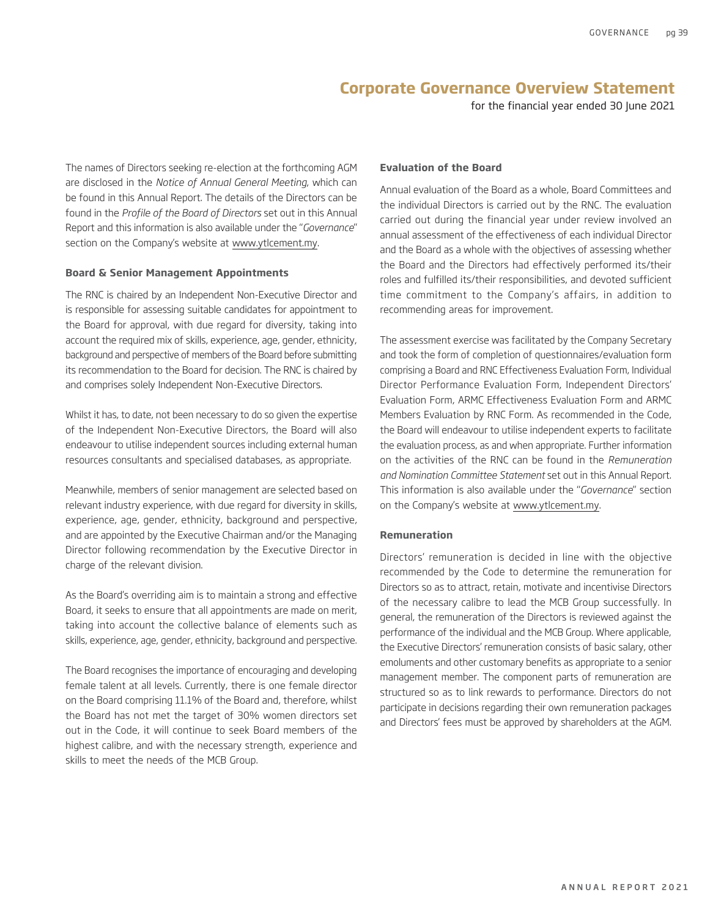# Corporate Governance Overview Statement

for the financial year ended 30 June 2021

The names of Directors seeking re-election at the forthcoming AGM are disclosed in the *Notice of Annual General Meeting*, which can be found in this Annual Report. The details of the Directors can be found in the *Profile of the Board of Directors* set out in this Annual Report and this information is also available under the "*Governance*" section on the Company's website at www.ytlcement.my.

**Board & Senior Management Appointments**

The RNC is chaired by an Independent Non-Executive Director and is responsible for assessing suitable candidates for appointment to the Board for approval, with due regard for diversity, taking into account the required mix of skills, experience, age, gender, ethnicity, background and perspective of members of the Board before submitting its recommendation to the Board for decision. The RNC is chaired by and comprises solely Independent Non-Executive Directors.

Whilst it has, to date, not been necessary to do so given the expertise of the Independent Non-Executive Directors, the Board will also endeavour to utilise independent sources including external human resources consultants and specialised databases, as appropriate.

Meanwhile, members of senior management are selected based on relevant industry experience, with due regard for diversity in skills, experience, age, gender, ethnicity, background and perspective, and are appointed by the Executive Chairman and/or the Managing Director following recommendation by the Executive Director in charge of the relevant division.

As the Board's overriding aim is to maintain a strong and effective Board, it seeks to ensure that all appointments are made on merit, taking into account the collective balance of elements such as skills, experience, age, gender, ethnicity, background and perspective.

The Board recognises the importance of encouraging and developing female talent at all levels. Currently, there is one female director on the Board comprising 11.1% of the Board and, therefore, whilst the Board has not met the target of 30% women directors set out in the Code, it will continue to seek Board members of the highest calibre, and with the necessary strength, experience and skills to meet the needs of the MCB Group.

**Evaluation of the Board**

Annual evaluation of the Board as a whole, Board Committees and the individual Directors is carried out by the RNC. The evaluation carried out during the financial year under review involved an annual assessment of the effectiveness of each individual Director and the Board as a whole with the objectives of assessing whether the Board and the Directors had effectively performed its/their roles and fulfilled its/their responsibilities, and devoted sufficient time commitment to the Company's affairs, in addition to recommending areas for improvement.

The assessment exercise was facilitated by the Company Secretary and took the form of completion of questionnaires/evaluation form comprising a Board and RNC Effectiveness Evaluation Form, Individual Director Performance Evaluation Form, Independent Directors' Evaluation Form, ARMC Effectiveness Evaluation Form and ARMC Members Evaluation by RNC Form. As recommended in the Code, the Board will endeavour to utilise independent experts to facilitate the evaluation process, as and when appropriate. Further information on the activities of the RNC can be found in the *Remuneration and Nomination Committee Statement* set out in this Annual Report. This information is also available under the "*Governance*" section on the Company's website at www.ytlcement.my.

**Remuneration**

Directors' remuneration is decided in line with the objective recommended by the Code to determine the remuneration for Directors so as to attract, retain, motivate and incentivise Directors of the necessary calibre to lead the MCB Group successfully. In general, the remuneration of the Directors is reviewed against the performance of the individual and the MCB Group. Where applicable, the Executive Directors' remuneration consists of basic salary, other emoluments and other customary benefits as appropriate to a senior management member. The component parts of remuneration are structured so as to link rewards to performance. Directors do not participate in decisions regarding their own remuneration packages and Directors' fees must be approved by shareholders at the AGM.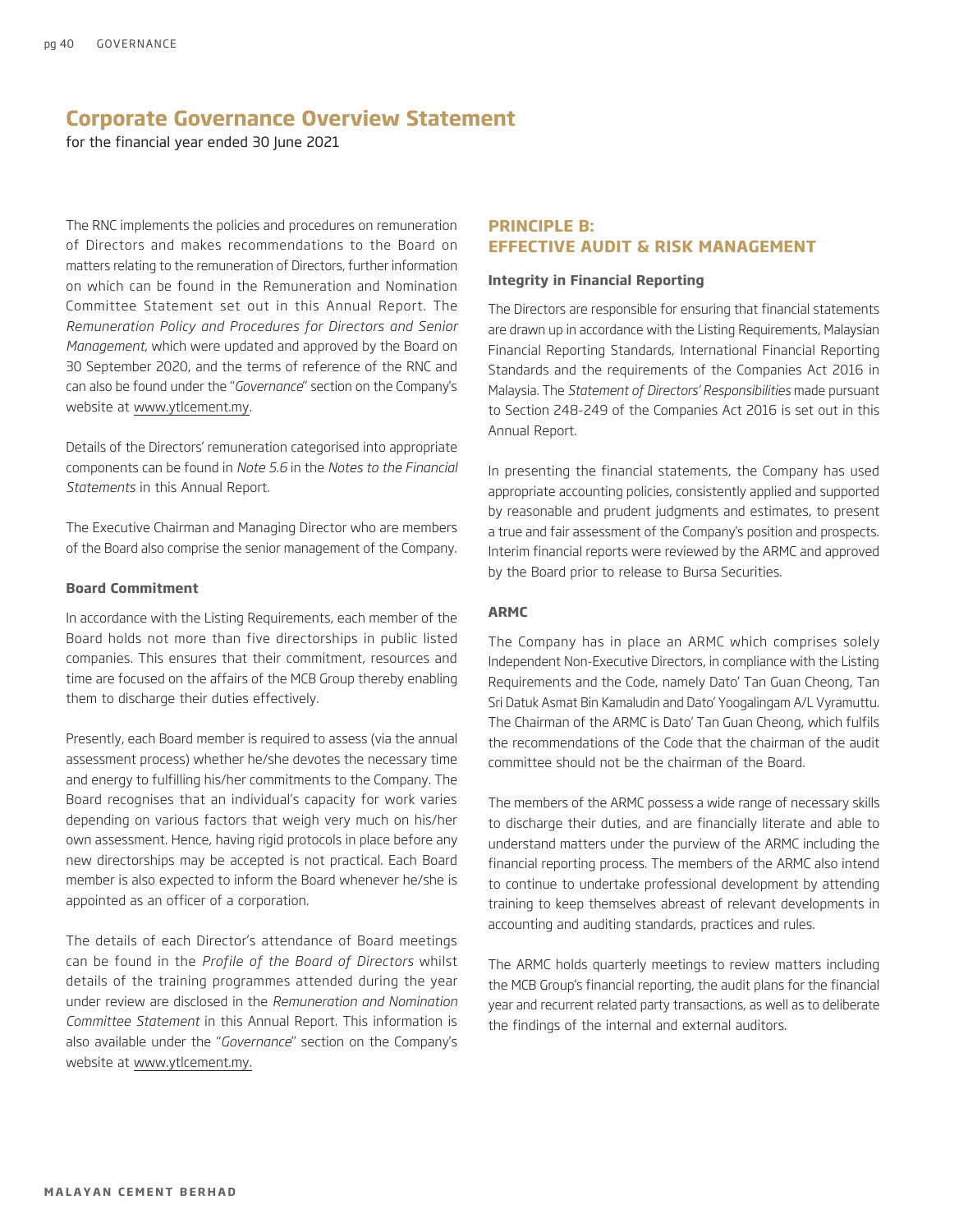# Corporate Governance Overview Statement

for the financial year ended 30 June 2021

The RNC implements the policies and procedures on remuneration of Directors and makes recommendations to the Board on matters relating to the remuneration of Directors, further information on which can be found in the Remuneration and Nomination Committee Statement set out in this Annual Report. The *Remuneration Policy and Procedures for Directors and Senior Management*, which were updated and approved by the Board on 30 September 2020, and the terms of reference of the RNC and can also be found under the "*Governance*" section on the Company's website at www.ytlcement.my.

Details of the Directors' remuneration categorised into appropriate components can be found in *Note 5.6* in the *Notes to the Financial Statements* in this Annual Report.

The Executive Chairman and Managing Director who are members of the Board also comprise the senior management of the Company.

### Board Commitment

In accordance with the Listing Requirements, each member of the Board holds not more than five directorships in public listed companies. This ensures that their commitment, resources and time are focused on the affairs of the MCB Group thereby enabling them to discharge their duties effectively.

Presently, each Board member is required to assess (via the annual assessment process) whether he/she devotes the necessary time and energy to fulfilling his/her commitments to the Company. The Board recognises that an individual's capacity for work varies depending on various factors that weigh very much on his/her own assessment. Hence, having rigid protocols in place before any new directorships may be accepted is not practical. Each Board member is also expected to inform the Board whenever he/she is appointed as an officer of a corporation.

The details of each Director's attendance of Board meetings can be found in the *Profile of the Board of Directors* whilst details of the training programmes attended during the year under review are disclosed in the *Remuneration and Nomination Committee Statement* in this Annual Report. This information is also available under the "*Governance*" section on the Company's website at www.ytlcement.my.

## PRINCIPLE B: EFFECTIVE AUDIT & RISK MANAGEMENT

### Integrity in Financial Reporting

The Directors are responsible for ensuring that financial statements are drawn up in accordance with the Listing Requirements, Malaysian Financial Reporting Standards, International Financial Reporting Standards and the requirements of the Companies Act 2016 in Malaysia. The *Statement of Directors' Responsibilities* made pursuant to Section 248-249 of the Companies Act 2016 is set out in this Annual Report.

In presenting the financial statements, the Company has used appropriate accounting policies, consistently applied and supported by reasonable and prudent judgments and estimates, to present a true and fair assessment of the Company's position and prospects. Interim financial reports were reviewed by the ARMC and approved by the Board prior to release to Bursa Securities.

### ARMC

The Company has in place an ARMC which comprises solely Independent Non-Executive Directors, in compliance with the Listing Requirements and the Code, namely Dato' Tan Guan Cheong, Tan Sri Datuk Asmat Bin Kamaludin and Dato' Yoogalingam A/L Vyramuttu. The Chairman of the ARMC is Dato' Tan Guan Cheong, which fulfils the recommendations of the Code that the chairman of the audit committee should not be the chairman of the Board.

The members of the ARMC possess a wide range of necessary skills to discharge their duties, and are financially literate and able to understand matters under the purview of the ARMC including the financial reporting process. The members of the ARMC also intend to continue to undertake professional development by attending training to keep themselves abreast of relevant developments in accounting and auditing standards, practices and rules.

The ARMC holds quarterly meetings to review matters including the MCB Group's financial reporting, the audit plans for the financial year and recurrent related party transactions, as well as to deliberate the findings of the internal and external auditors.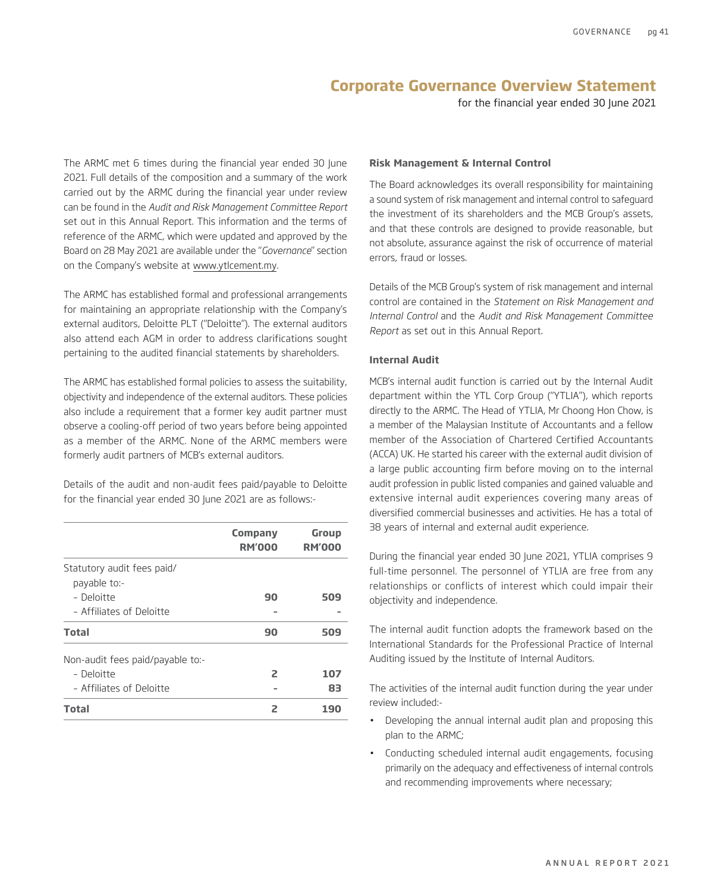## Corporate Governance Overview Statement

for the financial year ended 30 June 2021

The ARMC met 6 times during the financial year ended 30 June 2021. Full details of the composition and a summary of the work carried out by the ARMC during the financial year under review can be found in the *Audit and Risk Management Committee Report* set out in this Annual Report. This information and the terms of reference of the ARMC, which were updated and approved by the Board on 28 May 2021 are available under the "*Governance*" section on the Company's website at www.ytlcement.my.

The ARMC has established formal and professional arrangements for maintaining an appropriate relationship with the Company's external auditors, Deloitte PLT ("Deloitte"). The external auditors also attend each AGM in order to address clarifications sought pertaining to the audited financial statements by shareholders.

The ARMC has established formal policies to assess the suitability, objectivity and independence of the external auditors. These policies also include a requirement that a former key audit partner must observe a cooling-off period of two years before being appointed as a member of the ARMC. None of the ARMC members were formerly audit partners of MCB's external auditors.

Details of the audit and non-audit fees paid/payable to Deloitte for the financial year ended 30 June 2021 are as follows:-

| | Company RM'000 | Group RM'000 |
|---|---|---|
| Statutory audit fees paid/ payable to:- | | |
| - Deloitte | 90 | 509 |
| - Affiliates of Deloitte | - | - |
| **Total** | **90** | **509** |
| Non-audit fees paid/payable to:- | | |
| - Deloitte | 2 | 107 |
| - Affiliates of Deloitte | - | 83 |
| **Total** | **2** | **190** |

**Risk Management & Internal Control**

The Board acknowledges its overall responsibility for maintaining a sound system of risk management and internal control to safeguard the investment of its shareholders and the MCB Group's assets, and that these controls are designed to provide reasonable, but not absolute, assurance against the risk of occurrence of material errors, fraud or losses.

Details of the MCB Group's system of risk management and internal control are contained in the *Statement on Risk Management and Internal Control* and the *Audit and Risk Management Committee Report* as set out in this Annual Report.

**Internal Audit**

MCB's internal audit function is carried out by the Internal Audit department within the YTL Corp Group ("YTLIA"), which reports directly to the ARMC. The Head of YTLIA, Mr Choong Hon Chow, is a member of the Malaysian Institute of Accountants and a fellow member of the Association of Chartered Certified Accountants (ACCA) UK. He started his career with the external audit division of a large public accounting firm before moving on to the internal audit profession in public listed companies and gained valuable and extensive internal audit experiences covering many areas of diversified commercial businesses and activities. He has a total of 38 years of internal and external audit experience.

During the financial year ended 30 June 2021, YTLIA comprises 9 full-time personnel. The personnel of YTLIA are free from any relationships or conflicts of interest which could impair their objectivity and independence.

The internal audit function adopts the framework based on the International Standards for the Professional Practice of Internal Auditing issued by the Institute of Internal Auditors.

The activities of the internal audit function during the year under review included:-

- Developing the annual internal audit plan and proposing this plan to the ARMC;
- Conducting scheduled internal audit engagements, focusing primarily on the adequacy and effectiveness of internal controls and recommending improvements where necessary;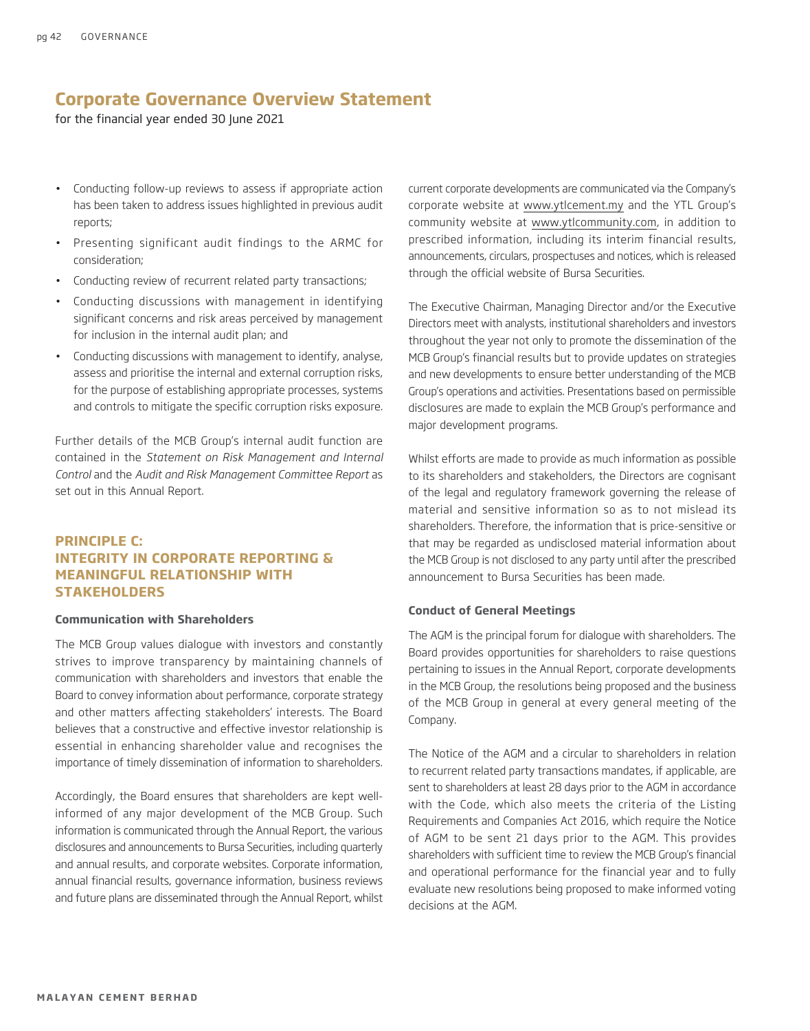- Conducting follow-up reviews to assess if appropriate action has been taken to address issues highlighted in previous audit reports;
- Presenting significant audit findings to the ARMC for consideration;
- Conducting review of recurrent related party transactions;
- Conducting discussions with management in identifying significant concerns and risk areas perceived by management for inclusion in the internal audit plan; and
- Conducting discussions with management to identify, analyse, assess and prioritise the internal and external corruption risks, for the purpose of establishing appropriate processes, systems and controls to mitigate the specific corruption risks exposure.

Further details of the MCB Group's internal audit function are contained in the *Statement on Risk Management and Internal Control* and the *Audit and Risk Management Committee Report* as set out in this Annual Report.

## PRINCIPLE C: INTEGRITY IN CORPORATE REPORTING & MEANINGFUL RELATIONSHIP WITH STAKEHOLDERS

### Communication with Shareholders

The MCB Group values dialogue with investors and constantly strives to improve transparency by maintaining channels of communication with shareholders and investors that enable the Board to convey information about performance, corporate strategy and other matters affecting stakeholders' interests. The Board believes that a constructive and effective investor relationship is essential in enhancing shareholder value and recognises the importance of timely dissemination of information to shareholders.

Accordingly, the Board ensures that shareholders are kept well-informed of any major development of the MCB Group. Such information is communicated through the Annual Report, the various disclosures and announcements to Bursa Securities, including quarterly and annual results, and corporate websites. Corporate information, annual financial results, governance information, business reviews and future plans are disseminated through the Annual Report, whilst current corporate developments are communicated via the Company's corporate website at www.ytlcement.my and the YTL Group's community website at www.ytlcommunity.com, in addition to prescribed information, including its interim financial results, announcements, circulars, prospectuses and notices, which is released through the official website of Bursa Securities.

The Executive Chairman, Managing Director and/or the Executive Directors meet with analysts, institutional shareholders and investors throughout the year not only to promote the dissemination of the MCB Group's financial results but to provide updates on strategies and new developments to ensure better understanding of the MCB Group's operations and activities. Presentations based on permissible disclosures are made to explain the MCB Group's performance and major development programs.

Whilst efforts are made to provide as much information as possible to its shareholders and stakeholders, the Directors are cognisant of the legal and regulatory framework governing the release of material and sensitive information so as to not mislead its shareholders. Therefore, the information that is price-sensitive or that may be regarded as undisclosed material information about the MCB Group is not disclosed to any party until after the prescribed announcement to Bursa Securities has been made.

### Conduct of General Meetings

The AGM is the principal forum for dialogue with shareholders. The Board provides opportunities for shareholders to raise questions pertaining to issues in the Annual Report, corporate developments in the MCB Group, the resolutions being proposed and the business of the MCB Group in general at every general meeting of the Company.

The Notice of the AGM and a circular to shareholders in relation to recurrent related party transactions mandates, if applicable, are sent to shareholders at least 28 days prior to the AGM in accordance with the Code, which also meets the criteria of the Listing Requirements and Companies Act 2016, which require the Notice of AGM to be sent 21 days prior to the AGM. This provides shareholders with sufficient time to review the MCB Group's financial and operational performance for the financial year and to fully evaluate new resolutions being proposed to make informed voting decisions at the AGM.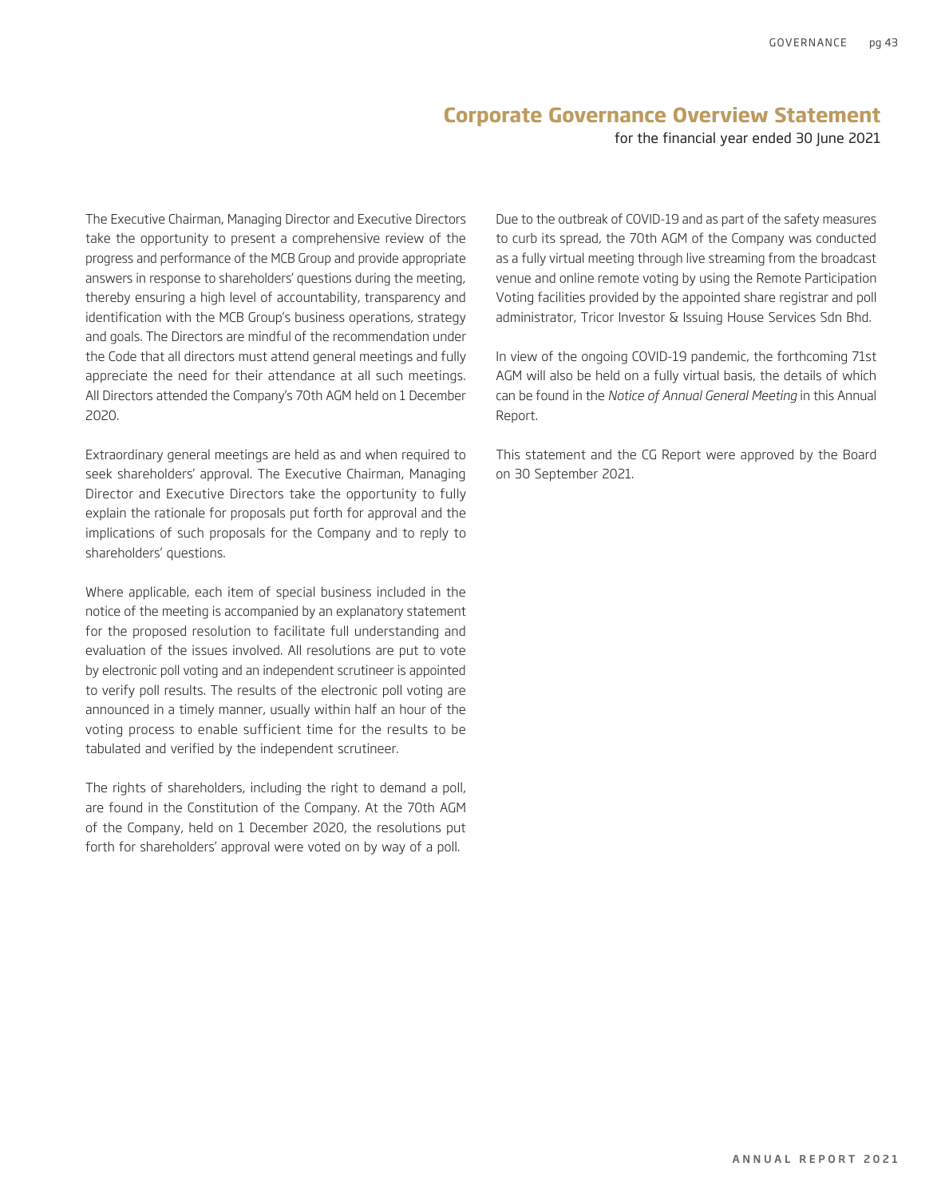# Corporate Governance Overview Statement

for the financial year ended 30 June 2021

The Executive Chairman, Managing Director and Executive Directors take the opportunity to present a comprehensive review of the progress and performance of the MCB Group and provide appropriate answers in response to shareholders' questions during the meeting, thereby ensuring a high level of accountability, transparency and identification with the MCB Group's business operations, strategy and goals. The Directors are mindful of the recommendation under the Code that all directors must attend general meetings and fully appreciate the need for their attendance at all such meetings. All Directors attended the Company's 70th AGM held on 1 December 2020.

Extraordinary general meetings are held as and when required to seek shareholders' approval. The Executive Chairman, Managing Director and Executive Directors take the opportunity to fully explain the rationale for proposals put forth for approval and the implications of such proposals for the Company and to reply to shareholders' questions.

Where applicable, each item of special business included in the notice of the meeting is accompanied by an explanatory statement for the proposed resolution to facilitate full understanding and evaluation of the issues involved. All resolutions are put to vote by electronic poll voting and an independent scrutineer is appointed to verify poll results. The results of the electronic poll voting are announced in a timely manner, usually within half an hour of the voting process to enable sufficient time for the results to be tabulated and verified by the independent scrutineer.

The rights of shareholders, including the right to demand a poll, are found in the Constitution of the Company. At the 70th AGM of the Company, held on 1 December 2020, the resolutions put forth for shareholders' approval were voted on by way of a poll.

Due to the outbreak of COVID-19 and as part of the safety measures to curb its spread, the 70th AGM of the Company was conducted as a fully virtual meeting through live streaming from the broadcast venue and online remote voting by using the Remote Participation Voting facilities provided by the appointed share registrar and poll administrator, Tricor Investor & Issuing House Services Sdn Bhd.

In view of the ongoing COVID-19 pandemic, the forthcoming 71st AGM will also be held on a fully virtual basis, the details of which can be found in the *Notice of Annual General Meeting* in this Annual Report.

This statement and the CG Report were approved by the Board on 30 September 2021.